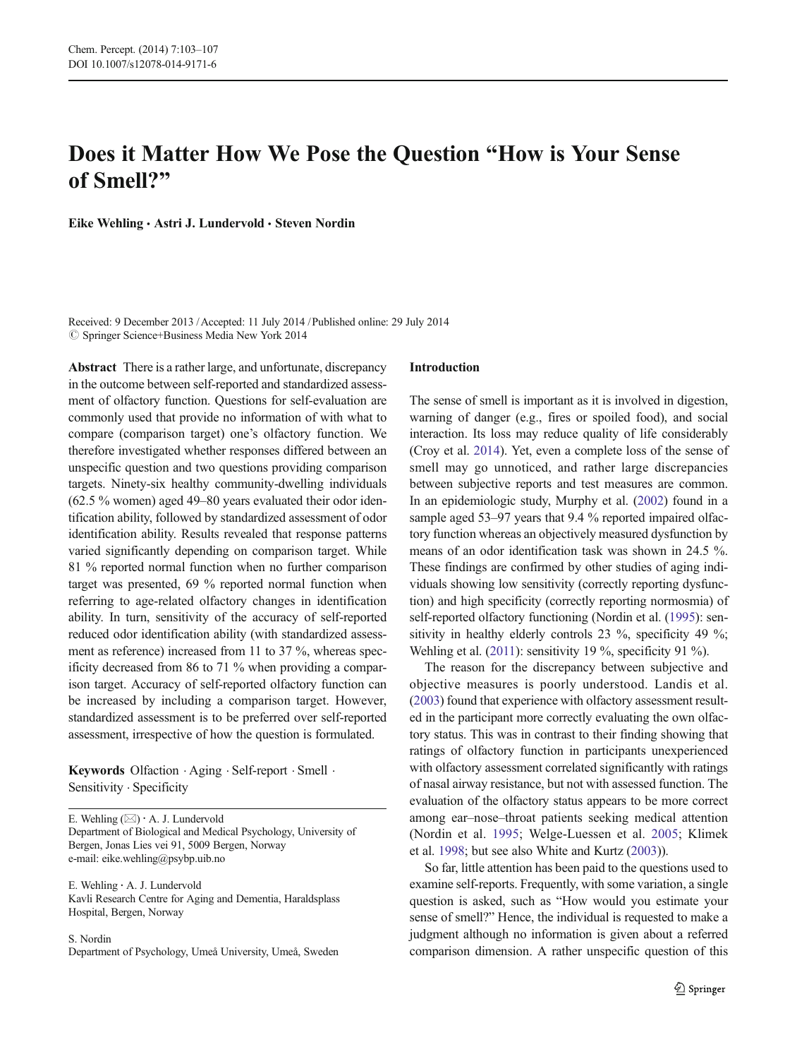# Does it Matter How We Pose the Question "How is Your Sense of Smell?"

**Eike Wehling · Astri J. Lundervold · Steven Nordin**

Received: 9 December 2013 / Accepted: 11 July 2014 / Published online: 29 July 2014
© Springer Science+Business Media New York 2014

**Abstract** There is a rather large, and unfortunate, discrepancy in the outcome between self-reported and standardized assessment of olfactory function. Questions for self-evaluation are commonly used that provide no information of with what to compare (comparison target) one's olfactory function. We therefore investigated whether responses differed between an unspecific question and two questions providing comparison targets. Ninety-six healthy community-dwelling individuals (62.5 % women) aged 49–80 years evaluated their odor identification ability, followed by standardized assessment of odor identification ability. Results revealed that response patterns varied significantly depending on comparison target. While 81 % reported normal function when no further comparison target was presented, 69 % reported normal function when referring to age-related olfactory changes in identification ability. In turn, sensitivity of the accuracy of self-reported reduced odor identification ability (with standardized assessment as reference) increased from 11 to 37 %, whereas specificity decreased from 86 to 71 % when providing a comparison target. Accuracy of self-reported olfactory function can be increased by including a comparison target. However, standardized assessment is to be preferred over self-reported assessment, irrespective of how the question is formulated.

**Keywords** Olfaction · Aging · Self-report · Smell · Sensitivity · Specificity

E. Wehling (✉) · A. J. Lundervold
Department of Biological and Medical Psychology, University of Bergen, Jonas Lies vei 91, 5009 Bergen, Norway
e-mail: eike.wehling@psybp.uib.no

E. Wehling · A. J. Lundervold
Kavli Research Centre for Aging and Dementia, Haraldsplass Hospital, Bergen, Norway

S. Nordin
Department of Psychology, Umeå University, Umeå, Sweden

## Introduction

The sense of smell is important as it is involved in digestion, warning of danger (e.g., fires or spoiled food), and social interaction. Its loss may reduce quality of life considerably (Croy et al. 2014). Yet, even a complete loss of the sense of smell may go unnoticed, and rather large discrepancies between subjective reports and test measures are common. In an epidemiologic study, Murphy et al. (2002) found in a sample aged 53–97 years that 9.4 % reported impaired olfactory function whereas an objectively measured dysfunction by means of an odor identification task was shown in 24.5 %. These findings are confirmed by other studies of aging individuals showing low sensitivity (correctly reporting dysfunction) and high specificity (correctly reporting normosmia) of self-reported olfactory functioning (Nordin et al. (1995): sensitivity in healthy elderly controls 23 %, specificity 49 %; Wehling et al. (2011): sensitivity 19 %, specificity 91 %).

The reason for the discrepancy between subjective and objective measures is poorly understood. Landis et al. (2003) found that experience with olfactory assessment resulted in the participant more correctly evaluating the own olfactory status. This was in contrast to their finding showing that ratings of olfactory function in participants unexperienced with olfactory assessment correlated significantly with ratings of nasal airway resistance, but not with assessed function. The evaluation of the olfactory status appears to be more correct among ear–nose–throat patients seeking medical attention (Nordin et al. 1995; Welge-Luessen et al. 2005; Klimek et al. 1998; but see also White and Kurtz (2003)).

So far, little attention has been paid to the questions used to examine self-reports. Frequently, with some variation, a single question is asked, such as "How would you estimate your sense of smell?" Hence, the individual is requested to make a judgment although no information is given about a referred comparison dimension. A rather unspecific question of this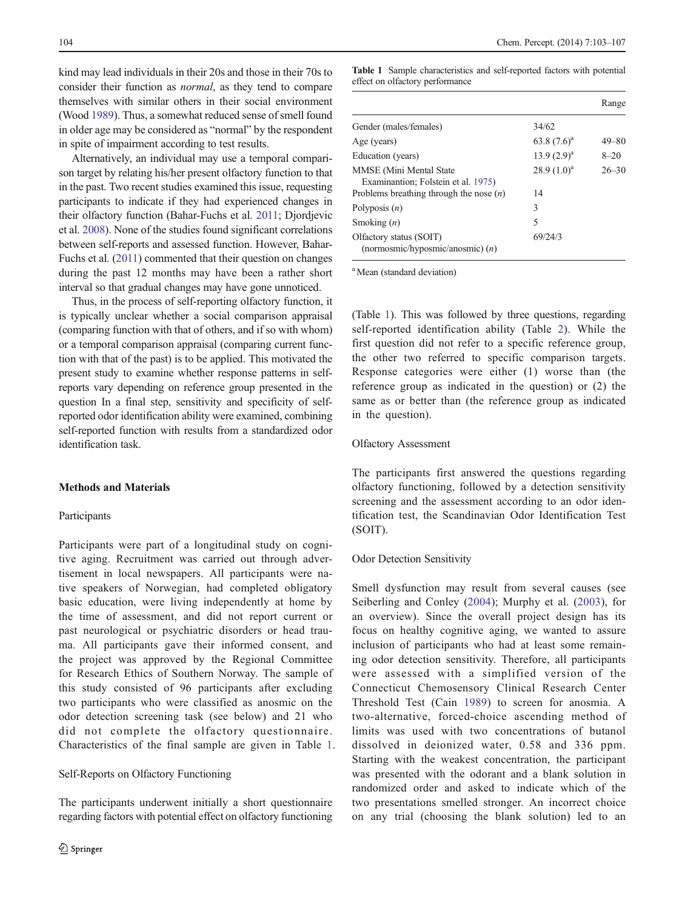kind may lead individuals in their 20s and those in their 70s to consider their function as *normal*, as they tend to compare themselves with similar others in their social environment (Wood 1989). Thus, a somewhat reduced sense of smell found in older age may be considered as "normal" by the respondent in spite of impairment according to test results.

Alternatively, an individual may use a temporal comparison target by relating his/her present olfactory function to that in the past. Two recent studies examined this issue, requesting participants to indicate if they had experienced changes in their olfactory function (Bahar-Fuchs et al. 2011; Djordjevic et al. 2008). None of the studies found significant correlations between self-reports and assessed function. However, Bahar-Fuchs et al. (2011) commented that their question on changes during the past 12 months may have been a rather short interval so that gradual changes may have gone unnoticed.

Thus, in the process of self-reporting olfactory function, it is typically unclear whether a social comparison appraisal (comparing function with that of others, and if so with whom) or a temporal comparison appraisal (comparing current function with that of the past) is to be applied. This motivated the present study to examine whether response patterns in self-reports vary depending on reference group presented in the question In a final step, sensitivity and specificity of self-reported odor identification ability were examined, combining self-reported function with results from a standardized odor identification task.

## Methods and Materials

### Participants

Participants were part of a longitudinal study on cognitive aging. Recruitment was carried out through advertisement in local newspapers. All participants were native speakers of Norwegian, had completed obligatory basic education, were living independently at home by the time of assessment, and did not report current or past neurological or psychiatric disorders or head trauma. All participants gave their informed consent, and the project was approved by the Regional Committee for Research Ethics of Southern Norway. The sample of this study consisted of 96 participants after excluding two participants who were classified as anosmic on the odor detection screening task (see below) and 21 who did not complete the olfactory questionnaire. Characteristics of the final sample are given in Table 1.

### Self-Reports on Olfactory Functioning

The participants underwent initially a short questionnaire regarding factors with potential effect on olfactory functioning (Table 1). This was followed by three questions, regarding self-reported identification ability (Table 2). While the first question did not refer to a specific reference group, the other two referred to specific comparison targets. Response categories were either (1) worse than (the reference group as indicated in the question) or (2) the same as or better than (the reference group as indicated in the question).

**Table 1** Sample characteristics and self-reported factors with potential effect on olfactory performance

| | | Range |
|---|---|---|
| Gender (males/females) | 34/62 | |
| Age (years) | 63.8 (7.6)[a] | 49–80 |
| Education (years) | 13.9 (2.9)[a] | 8–20 |
| MMSE (Mini Mental State Examinantion; Folstein et al. 1975) | 28.9 (1.0)[a] | 26–30 |
| Problems breathing through the nose (*n*) | 14 | |
| Polyposis (*n*) | 3 | |
| Smoking (*n*) | 5 | |
| Olfactory status (SOIT) (normosmic/hyposmic/anosmic) (*n*) | 69/24/3 | |

[a] Mean (standard deviation)

### Olfactory Assessment

The participants first answered the questions regarding olfactory functioning, followed by a detection sensitivity screening and the assessment according to an odor identification test, the Scandinavian Odor Identification Test (SOIT).

### Odor Detection Sensitivity

Smell dysfunction may result from several causes (see Seiberling and Conley (2004); Murphy et al. (2003), for an overview). Since the overall project design has its focus on healthy cognitive aging, we wanted to assure inclusion of participants who had at least some remaining odor detection sensitivity. Therefore, all participants were assessed with a simplified version of the Connecticut Chemosensory Clinical Research Center Threshold Test (Cain 1989) to screen for anosmia. A two-alternative, forced-choice ascending method of limits was used with two concentrations of butanol dissolved in deionized water, 0.58 and 336 ppm. Starting with the weakest concentration, the participant was presented with the odorant and a blank solution in randomized order and asked to indicate which of the two presentations smelled stronger. An incorrect choice on any trial (choosing the blank solution) led to an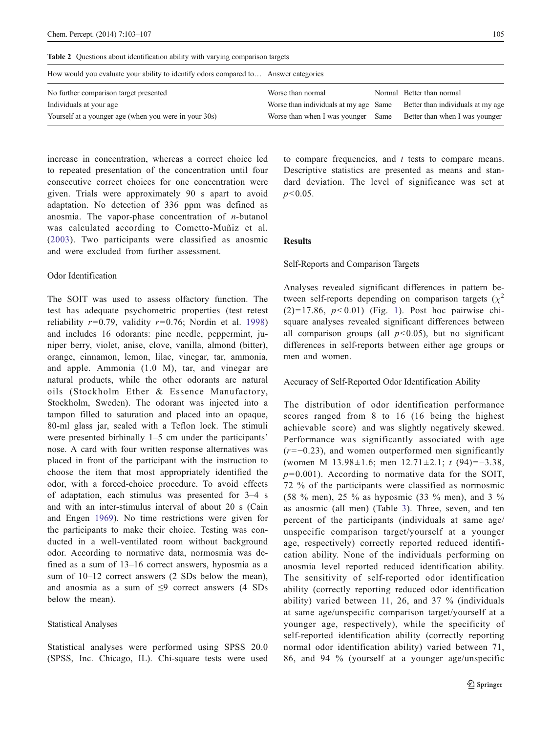**Table 2** Questions about identification ability with varying comparison targets

| How would you evaluate your ability to identify odors compared to… | Answer categories | | |
|---|---|---|---|
| No further comparison target presented | Worse than normal | Normal | Better than normal |
| Individuals at your age | Worse than individuals at my age | Same | Better than individuals at my age |
| Yourself at a younger age (when you were in your 30s) | Worse than when I was younger | Same | Better than when I was younger |

increase in concentration, whereas a correct choice led to repeated presentation of the concentration until four consecutive correct choices for one concentration were given. Trials were approximately 90 s apart to avoid adaptation. No detection of 336 ppm was defined as anosmia. The vapor-phase concentration of *n*-butanol was calculated according to Cometto-Muñiz et al. (2003). Two participants were classified as anosmic and were excluded from further assessment.

### Odor Identification

The SOIT was used to assess olfactory function. The test has adequate psychometric properties (test–retest reliability $r=0.79$, validity $r=0.76$; Nordin et al. 1998) and includes 16 odorants: pine needle, peppermint, juniper berry, violet, anise, clove, vanilla, almond (bitter), orange, cinnamon, lemon, lilac, vinegar, tar, ammonia, and apple. Ammonia (1.0 M), tar, and vinegar are natural products, while the other odorants are natural oils (Stockholm Ether & Essence Manufactory, Stockholm, Sweden). The odorant was injected into a tampon filled to saturation and placed into an opaque, 80-ml glass jar, sealed with a Teflon lock. The stimuli were presented birhinally 1–5 cm under the participants' nose. A card with four written response alternatives was placed in front of the participant with the instruction to choose the item that most appropriately identified the odor, with a forced-choice procedure. To avoid effects of adaptation, each stimulus was presented for 3–4 s and with an inter-stimulus interval of about 20 s (Cain and Engen 1969). No time restrictions were given for the participants to make their choice. Testing was conducted in a well-ventilated room without background odor. According to normative data, normosmia was defined as a sum of 13–16 correct answers, hyposmia as a sum of 10–12 correct answers (2 SDs below the mean), and anosmia as a sum of ≤9 correct answers (4 SDs below the mean).

### Statistical Analyses

Statistical analyses were performed using SPSS 20.0 (SPSS, Inc. Chicago, IL). Chi-square tests were used to compare frequencies, and *t* tests to compare means. Descriptive statistics are presented as means and standard deviation. The level of significance was set at $p<0.05$.

## Results

### Self-Reports and Comparison Targets

Analyses revealed significant differences in pattern between self-reports depending on comparison targets ($\chi^2$ $(2)=17.86$, $p<0.01$) (Fig. 1). Post hoc pairwise chi-square analyses revealed significant differences between all comparison groups (all $p<0.05$), but no significant differences in self-reports between either age groups or men and women.

### Accuracy of Self-Reported Odor Identification Ability

The distribution of odor identification performance scores ranged from 8 to 16 (16 being the highest achievable score) and was slightly negatively skewed. Performance was significantly associated with age ($r=-0.23$), and women outperformed men significantly (women M 13.98±1.6; men 12.71±2.1; $t$ $(94)=-3.38$, $p=0.001$). According to normative data for the SOIT, 72 % of the participants were classified as normosmic (58 % men), 25 % as hyposmic (33 % men), and 3 % as anosmic (all men) (Table 3). Three, seven, and ten percent of the participants (individuals at same age/unspecific comparison target/yourself at a younger age, respectively) correctly reported reduced identification ability. None of the individuals performing on anosmia level reported reduced identification ability. The sensitivity of self-reported odor identification ability (correctly reporting reduced odor identification ability) varied between 11, 26, and 37 % (individuals at same age/unspecific comparison target/yourself at a younger age, respectively), while the specificity of self-reported identification ability (correctly reporting normal odor identification ability) varied between 71, 86, and 94 % (yourself at a younger age/unspecific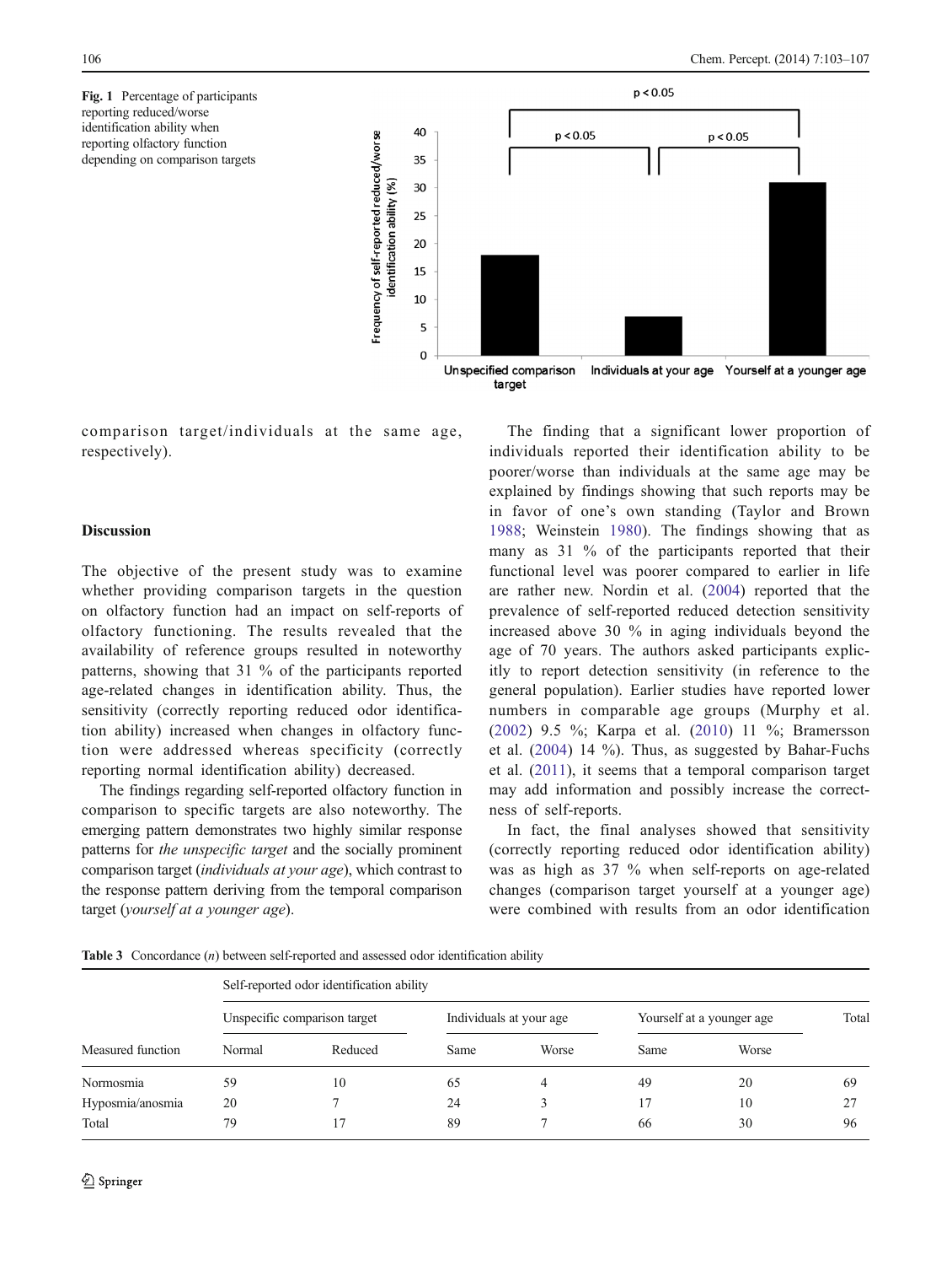Fig. 1 Percentage of participants reporting reduced/worse identification ability when reporting olfactory function depending on comparison targets

comparison target/individuals at the same age, respectively).

## Discussion

The objective of the present study was to examine whether providing comparison targets in the question on olfactory function had an impact on self-reports of olfactory functioning. The results revealed that the availability of reference groups resulted in noteworthy patterns, showing that 31 % of the participants reported age-related changes in identification ability. Thus, the sensitivity (correctly reporting reduced odor identification ability) increased when changes in olfactory function were addressed whereas specificity (correctly reporting normal identification ability) decreased.

The findings regarding self-reported olfactory function in comparison to specific targets are also noteworthy. The emerging pattern demonstrates two highly similar response patterns for *the unspecific target* and the socially prominent comparison target (*individuals at your age*), which contrast to the response pattern deriving from the temporal comparison target (*yourself at a younger age*).

The finding that a significant lower proportion of individuals reported their identification ability to be poorer/worse than individuals at the same age may be explained by findings showing that such reports may be in favor of one's own standing (Taylor and Brown 1988; Weinstein 1980). The findings showing that as many as 31 % of the participants reported that their functional level was poorer compared to earlier in life are rather new. Nordin et al. (2004) reported that the prevalence of self-reported reduced detection sensitivity increased above 30 % in aging individuals beyond the age of 70 years. The authors asked participants explicitly to report detection sensitivity (in reference to the general population). Earlier studies have reported lower numbers in comparable age groups (Murphy et al. (2002) 9.5 %; Karpa et al. (2010) 11 %; Bramersson et al. (2004) 14 %). Thus, as suggested by Bahar-Fuchs et al. (2011), it seems that a temporal comparison target may add information and possibly increase the correctness of self-reports.

In fact, the final analyses showed that sensitivity (correctly reporting reduced odor identification ability) was as high as 37 % when self-reports on age-related changes (comparison target yourself at a younger age) were combined with results from an odor identification

Table 3 Concordance (*n*) between self-reported and assessed odor identification ability

| | Self-reported odor identification ability | | | | | | |
|---|---|---|---|---|---|---|---|
| | Unspecific comparison target | | Individuals at your age | | Yourself at a younger age | | Total |
| Measured function | Normal | Reduced | Same | Worse | Same | Worse | |
| Normosmia | 59 | 10 | 65 | 4 | 49 | 20 | 69 |
| Hyposmia/anosmia | 20 | 7 | 24 | 3 | 17 | 10 | 27 |
| Total | 79 | 17 | 89 | 7 | 66 | 30 | 96 |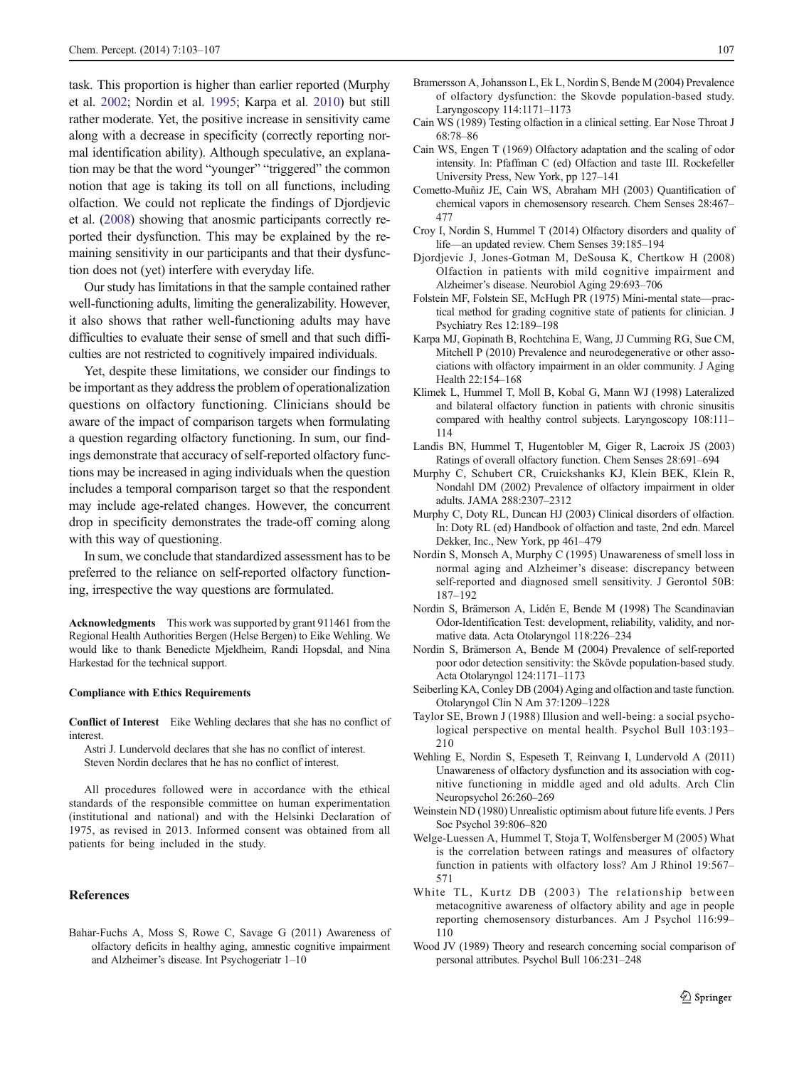task. This proportion is higher than earlier reported (Murphy et al. 2002; Nordin et al. 1995; Karpa et al. 2010) but still rather moderate. Yet, the positive increase in sensitivity came along with a decrease in specificity (correctly reporting normal identification ability). Although speculative, an explanation may be that the word "younger" "triggered" the common notion that age is taking its toll on all functions, including olfaction. We could not replicate the findings of Djordjevic et al. (2008) showing that anosmic participants correctly reported their dysfunction. This may be explained by the remaining sensitivity in our participants and that their dysfunction does not (yet) interfere with everyday life.

Our study has limitations in that the sample contained rather well-functioning adults, limiting the generalizability. However, it also shows that rather well-functioning adults may have difficulties to evaluate their sense of smell and that such difficulties are not restricted to cognitively impaired individuals.

Yet, despite these limitations, we consider our findings to be important as they address the problem of operationalization questions on olfactory functioning. Clinicians should be aware of the impact of comparison targets when formulating a question regarding olfactory functioning. In sum, our findings demonstrate that accuracy of self-reported olfactory functions may be increased in aging individuals when the question includes a temporal comparison target so that the respondent may include age-related changes. However, the concurrent drop in specificity demonstrates the trade-off coming along with this way of questioning.

In sum, we conclude that standardized assessment has to be preferred to the reliance on self-reported olfactory functioning, irrespective the way questions are formulated.

**Acknowledgments** This work was supported by grant 911461 from the Regional Health Authorities Bergen (Helse Bergen) to Eike Wehling. We would like to thank Benedicte Mjeldheim, Randi Hopsdal, and Nina Harkestad for the technical support.

**Compliance with Ethics Requirements**

**Conflict of Interest** Eike Wehling declares that she has no conflict of interest.

Astri J. Lundervold declares that she has no conflict of interest.
Steven Nordin declares that he has no conflict of interest.

All procedures followed were in accordance with the ethical standards of the responsible committee on human experimentation (institutional and national) and with the Helsinki Declaration of 1975, as revised in 2013. Informed consent was obtained from all patients for being included in the study.

## References

Bahar-Fuchs A, Moss S, Rowe C, Savage G (2011) Awareness of olfactory deficits in healthy aging, amnestic cognitive impairment and Alzheimer's disease. Int Psychogeriatr 1–10

Bramersson A, Johansson L, Ek L, Nordin S, Bende M (2004) Prevalence of olfactory dysfunction: the Skovde population-based study. Laryngoscopy 114:1171–1173

Cain WS (1989) Testing olfaction in a clinical setting. Ear Nose Throat J 68:78–86

Cain WS, Engen T (1969) Olfactory adaptation and the scaling of odor intensity. In: Pfaffman C (ed) Olfaction and taste III. Rockefeller University Press, New York, pp 127–141

Cometto-Muñiz JE, Cain WS, Abraham MH (2003) Quantification of chemical vapors in chemosensory research. Chem Senses 28:467–477

Croy I, Nordin S, Hummel T (2014) Olfactory disorders and quality of life—an updated review. Chem Senses 39:185–194

Djordjevic J, Jones-Gotman M, DeSousa K, Chertkow H (2008) Olfaction in patients with mild cognitive impairment and Alzheimer's disease. Neurobiol Aging 29:693–706

Folstein MF, Folstein SE, McHugh PR (1975) Mini-mental state—practical method for grading cognitive state of patients for clinician. J Psychiatry Res 12:189–198

Karpa MJ, Gopinath B, Rochtchina E, Wang, JJ Cumming RG, Sue CM, Mitchell P (2010) Prevalence and neurodegenerative or other associations with olfactory impairment in an older community. J Aging Health 22:154–168

Klimek L, Hummel T, Moll B, Kobal G, Mann WJ (1998) Lateralized and bilateral olfactory function in patients with chronic sinusitis compared with healthy control subjects. Laryngoscopy 108:111–114

Landis BN, Hummel T, Hugentobler M, Giger R, Lacroix JS (2003) Ratings of overall olfactory function. Chem Senses 28:691–694

Murphy C, Schubert CR, Cruickshanks KJ, Klein BEK, Klein R, Nondahl DM (2002) Prevalence of olfactory impairment in older adults. JAMA 288:2307–2312

Murphy C, Doty RL, Duncan HJ (2003) Clinical disorders of olfaction. In: Doty RL (ed) Handbook of olfaction and taste, 2nd edn. Marcel Dekker, Inc., New York, pp 461–479

Nordin S, Monsch A, Murphy C (1995) Unawareness of smell loss in normal aging and Alzheimer's disease: discrepancy between self-reported and diagnosed smell sensitivity. J Gerontol 50B: 187–192

Nordin S, Brämerson A, Lidén E, Bende M (1998) The Scandinavian Odor-Identification Test: development, reliability, validity, and normative data. Acta Otolaryngol 118:226–234

Nordin S, Brämerson A, Bende M (2004) Prevalence of self-reported poor odor detection sensitivity: the Skövde population-based study. Acta Otolaryngol 124:1171–1173

Seiberling KA, Conley DB (2004) Aging and olfaction and taste function. Otolaryngol Clin N Am 37:1209–1228

Taylor SE, Brown J (1988) Illusion and well-being: a social psychological perspective on mental health. Psychol Bull 103:193–210

Wehling E, Nordin S, Espeseth T, Reinvang I, Lundervold A (2011) Unawareness of olfactory dysfunction and its association with cognitive functioning in middle aged and old adults. Arch Clin Neuropsychol 26:260–269

Weinstein ND (1980) Unrealistic optimism about future life events. J Pers Soc Psychol 39:806–820

Welge-Luessen A, Hummel T, Stoja T, Wolfensberger M (2005) What is the correlation between ratings and measures of olfactory function in patients with olfactory loss? Am J Rhinol 19:567–571

White TL, Kurtz DB (2003) The relationship between metacognitive awareness of olfactory ability and age in people reporting chemosensory disturbances. Am J Psychol 116:99–110

Wood JV (1989) Theory and research concerning social comparison of personal attributes. Psychol Bull 106:231–248